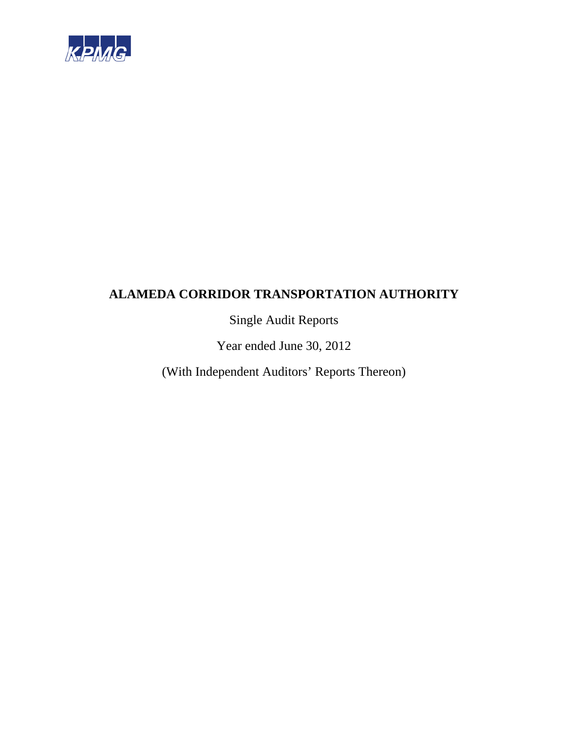KPMG

# ALAMEDA CORRIDOR TRANSPORTATION AUTHORITY

Single Audit Reports

Year ended June 30, 2012

(With Independent Auditors' Reports Thereon)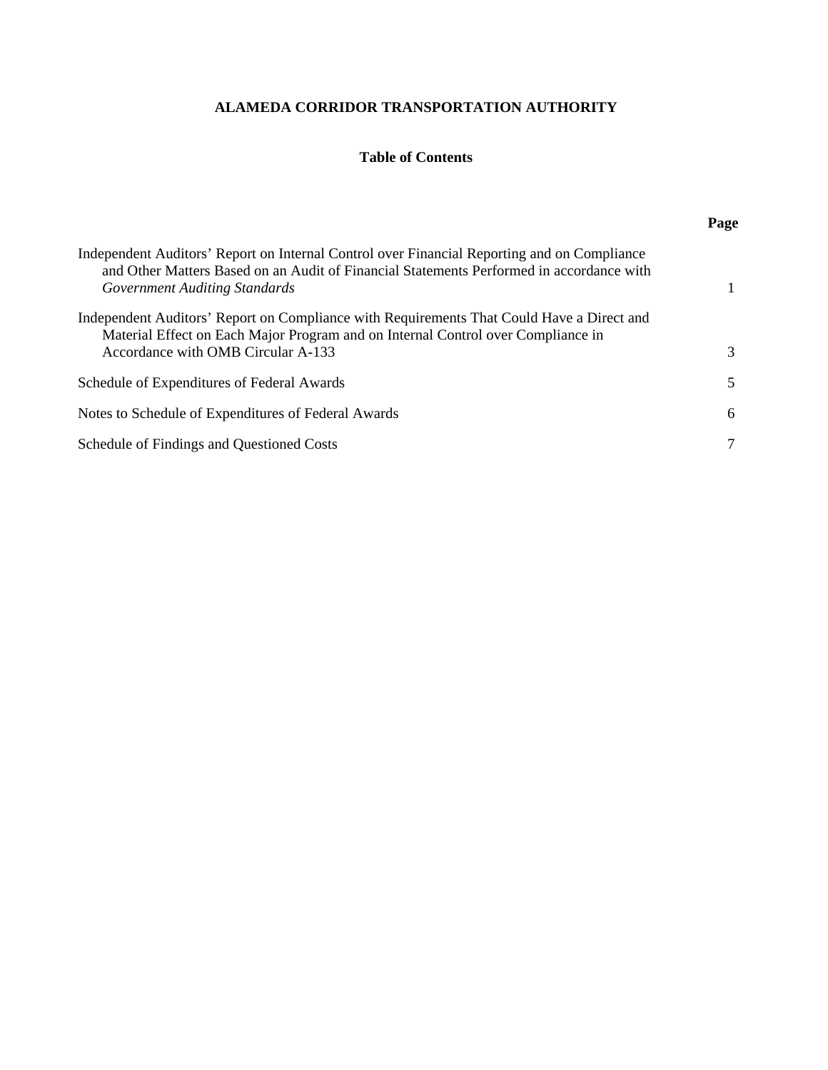**ALAMEDA CORRIDOR TRANSPORTATION AUTHORITY**

**Table of Contents**

| | **Page** |
|---|---|
| Independent Auditors' Report on Internal Control over Financial Reporting and on Compliance and Other Matters Based on an Audit of Financial Statements Performed in accordance with *Government Auditing Standards* | 1 |
| Independent Auditors' Report on Compliance with Requirements That Could Have a Direct and Material Effect on Each Major Program and on Internal Control over Compliance in Accordance with OMB Circular A-133 | 3 |
| Schedule of Expenditures of Federal Awards | 5 |
| Notes to Schedule of Expenditures of Federal Awards | 6 |
| Schedule of Findings and Questioned Costs | 7 |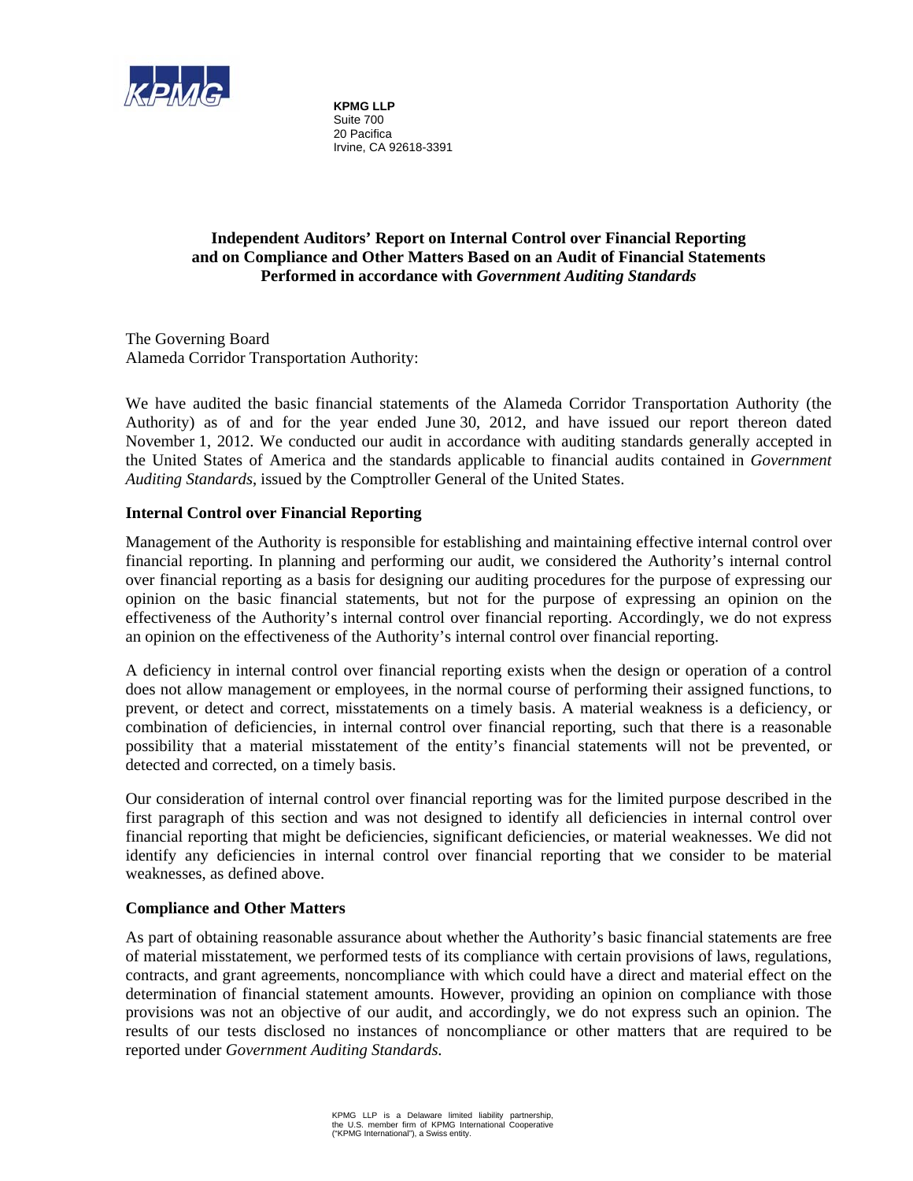**KPMG LLP**
Suite 700
20 Pacifica
Irvine, CA 92618-3391

## Independent Auditors' Report on Internal Control over Financial Reporting and on Compliance and Other Matters Based on an Audit of Financial Statements Performed in accordance with *Government Auditing Standards*

The Governing Board
Alameda Corridor Transportation Authority:

We have audited the basic financial statements of the Alameda Corridor Transportation Authority (the Authority) as of and for the year ended June 30, 2012, and have issued our report thereon dated November 1, 2012. We conducted our audit in accordance with auditing standards generally accepted in the United States of America and the standards applicable to financial audits contained in *Government Auditing Standards*, issued by the Comptroller General of the United States.

### Internal Control over Financial Reporting

Management of the Authority is responsible for establishing and maintaining effective internal control over financial reporting. In planning and performing our audit, we considered the Authority's internal control over financial reporting as a basis for designing our auditing procedures for the purpose of expressing our opinion on the basic financial statements, but not for the purpose of expressing an opinion on the effectiveness of the Authority's internal control over financial reporting. Accordingly, we do not express an opinion on the effectiveness of the Authority's internal control over financial reporting.

A deficiency in internal control over financial reporting exists when the design or operation of a control does not allow management or employees, in the normal course of performing their assigned functions, to prevent, or detect and correct, misstatements on a timely basis. A material weakness is a deficiency, or combination of deficiencies, in internal control over financial reporting, such that there is a reasonable possibility that a material misstatement of the entity's financial statements will not be prevented, or detected and corrected, on a timely basis.

Our consideration of internal control over financial reporting was for the limited purpose described in the first paragraph of this section and was not designed to identify all deficiencies in internal control over financial reporting that might be deficiencies, significant deficiencies, or material weaknesses. We did not identify any deficiencies in internal control over financial reporting that we consider to be material weaknesses, as defined above.

### Compliance and Other Matters

As part of obtaining reasonable assurance about whether the Authority's basic financial statements are free of material misstatement, we performed tests of its compliance with certain provisions of laws, regulations, contracts, and grant agreements, noncompliance with which could have a direct and material effect on the determination of financial statement amounts. However, providing an opinion on compliance with those provisions was not an objective of our audit, and accordingly, we do not express such an opinion. The results of our tests disclosed no instances of noncompliance or other matters that are required to be reported under *Government Auditing Standards.*

KPMG LLP is a Delaware limited liability partnership, the U.S. member firm of KPMG International Cooperative ("KPMG International"), a Swiss entity.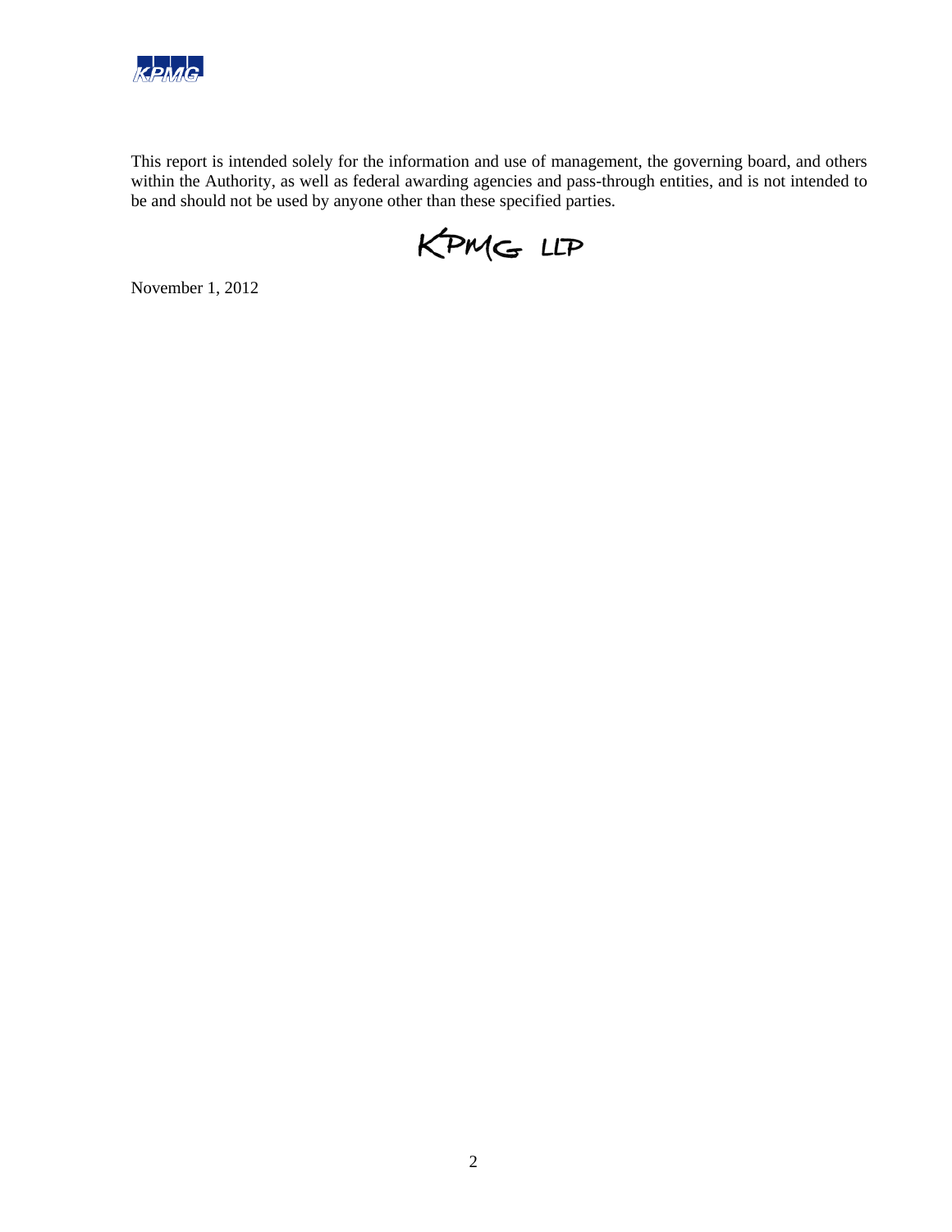This report is intended solely for the information and use of management, the governing board, and others within the Authority, as well as federal awarding agencies and pass-through entities, and is not intended to be and should not be used by anyone other than these specified parties.

KPMG LLP

November 1, 2012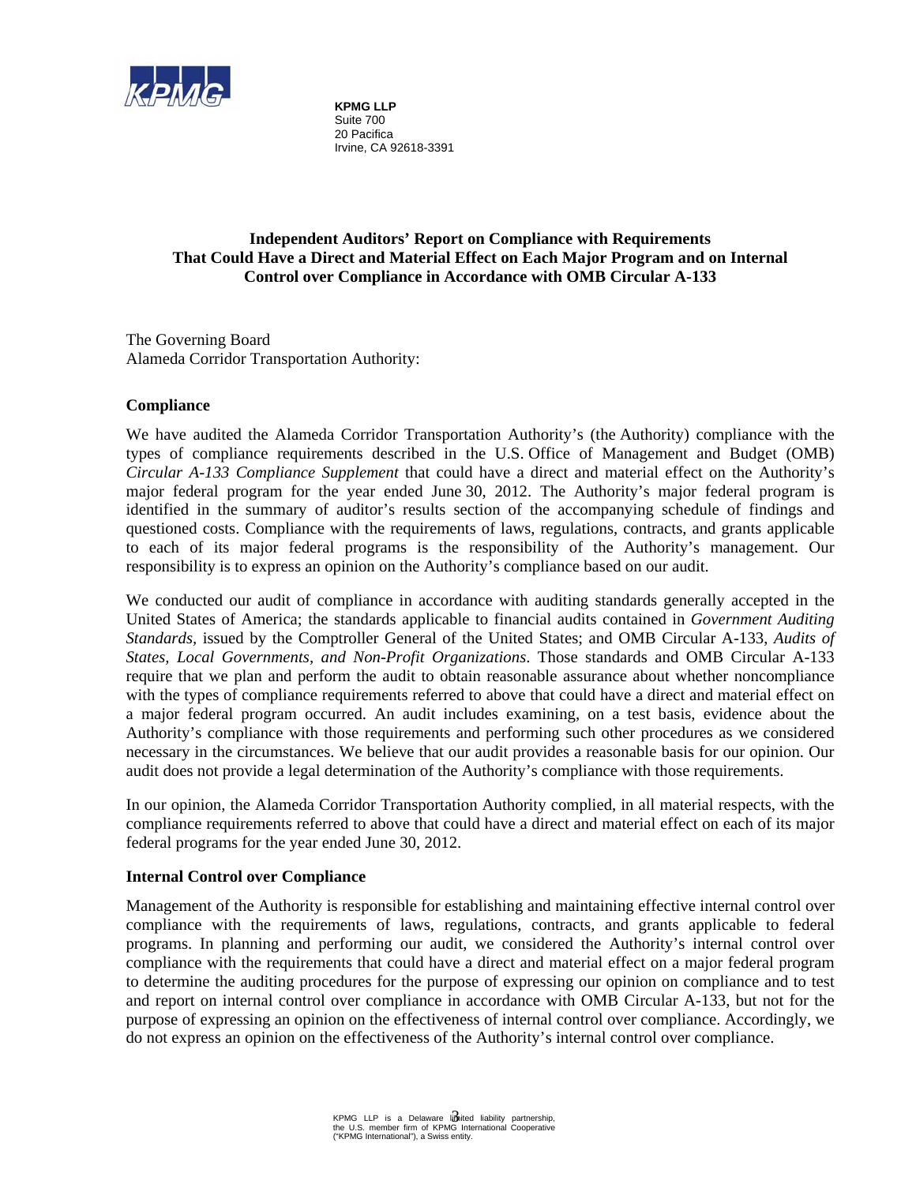KPMG LLP
Suite 700
20 Pacifica
Irvine, CA 92618-3391

## Independent Auditors' Report on Compliance with Requirements That Could Have a Direct and Material Effect on Each Major Program and on Internal Control over Compliance in Accordance with OMB Circular A-133

The Governing Board
Alameda Corridor Transportation Authority:

### Compliance

We have audited the Alameda Corridor Transportation Authority's (the Authority) compliance with the types of compliance requirements described in the U.S. Office of Management and Budget (OMB) *Circular A-133 Compliance Supplement* that could have a direct and material effect on the Authority's major federal program for the year ended June 30, 2012. The Authority's major federal program is identified in the summary of auditor's results section of the accompanying schedule of findings and questioned costs. Compliance with the requirements of laws, regulations, contracts, and grants applicable to each of its major federal programs is the responsibility of the Authority's management. Our responsibility is to express an opinion on the Authority's compliance based on our audit.

We conducted our audit of compliance in accordance with auditing standards generally accepted in the United States of America; the standards applicable to financial audits contained in *Government Auditing Standards*, issued by the Comptroller General of the United States; and OMB Circular A-133, *Audits of States, Local Governments, and Non-Profit Organizations*. Those standards and OMB Circular A-133 require that we plan and perform the audit to obtain reasonable assurance about whether noncompliance with the types of compliance requirements referred to above that could have a direct and material effect on a major federal program occurred. An audit includes examining, on a test basis, evidence about the Authority's compliance with those requirements and performing such other procedures as we considered necessary in the circumstances. We believe that our audit provides a reasonable basis for our opinion. Our audit does not provide a legal determination of the Authority's compliance with those requirements.

In our opinion, the Alameda Corridor Transportation Authority complied, in all material respects, with the compliance requirements referred to above that could have a direct and material effect on each of its major federal programs for the year ended June 30, 2012.

### Internal Control over Compliance

Management of the Authority is responsible for establishing and maintaining effective internal control over compliance with the requirements of laws, regulations, contracts, and grants applicable to federal programs. In planning and performing our audit, we considered the Authority's internal control over compliance with the requirements that could have a direct and material effect on a major federal program to determine the auditing procedures for the purpose of expressing our opinion on compliance and to test and report on internal control over compliance in accordance with OMB Circular A-133, but not for the purpose of expressing an opinion on the effectiveness of internal control over compliance. Accordingly, we do not express an opinion on the effectiveness of the Authority's internal control over compliance.

KPMG LLP is a Delaware limited liability partnership, the U.S. member firm of KPMG International Cooperative ("KPMG International"), a Swiss entity.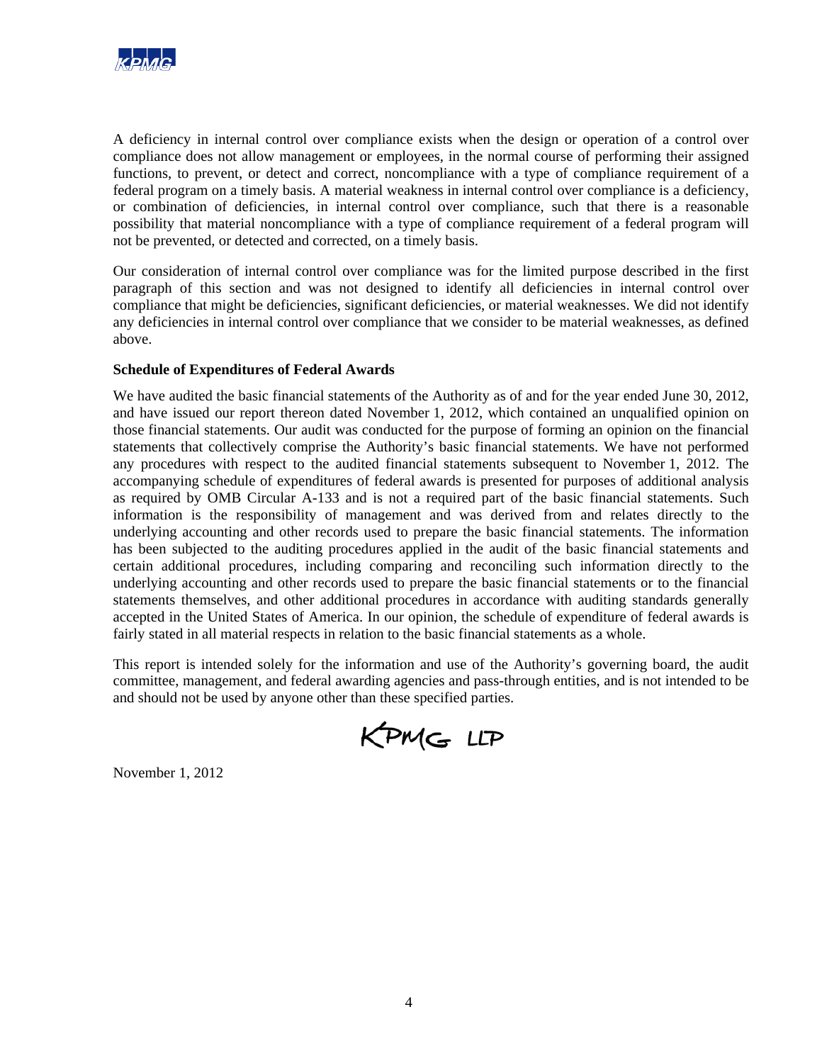A deficiency in internal control over compliance exists when the design or operation of a control over compliance does not allow management or employees, in the normal course of performing their assigned functions, to prevent, or detect and correct, noncompliance with a type of compliance requirement of a federal program on a timely basis. A material weakness in internal control over compliance is a deficiency, or combination of deficiencies, in internal control over compliance, such that there is a reasonable possibility that material noncompliance with a type of compliance requirement of a federal program will not be prevented, or detected and corrected, on a timely basis.

Our consideration of internal control over compliance was for the limited purpose described in the first paragraph of this section and was not designed to identify all deficiencies in internal control over compliance that might be deficiencies, significant deficiencies, or material weaknesses. We did not identify any deficiencies in internal control over compliance that we consider to be material weaknesses, as defined above.

**Schedule of Expenditures of Federal Awards**

We have audited the basic financial statements of the Authority as of and for the year ended June 30, 2012, and have issued our report thereon dated November 1, 2012, which contained an unqualified opinion on those financial statements. Our audit was conducted for the purpose of forming an opinion on the financial statements that collectively comprise the Authority's basic financial statements. We have not performed any procedures with respect to the audited financial statements subsequent to November 1, 2012. The accompanying schedule of expenditures of federal awards is presented for purposes of additional analysis as required by OMB Circular A-133 and is not a required part of the basic financial statements. Such information is the responsibility of management and was derived from and relates directly to the underlying accounting and other records used to prepare the basic financial statements. The information has been subjected to the auditing procedures applied in the audit of the basic financial statements and certain additional procedures, including comparing and reconciling such information directly to the underlying accounting and other records used to prepare the basic financial statements or to the financial statements themselves, and other additional procedures in accordance with auditing standards generally accepted in the United States of America. In our opinion, the schedule of expenditure of federal awards is fairly stated in all material respects in relation to the basic financial statements as a whole.

This report is intended solely for the information and use of the Authority's governing board, the audit committee, management, and federal awarding agencies and pass-through entities, and is not intended to be and should not be used by anyone other than these specified parties.

KPMG LLP

November 1, 2012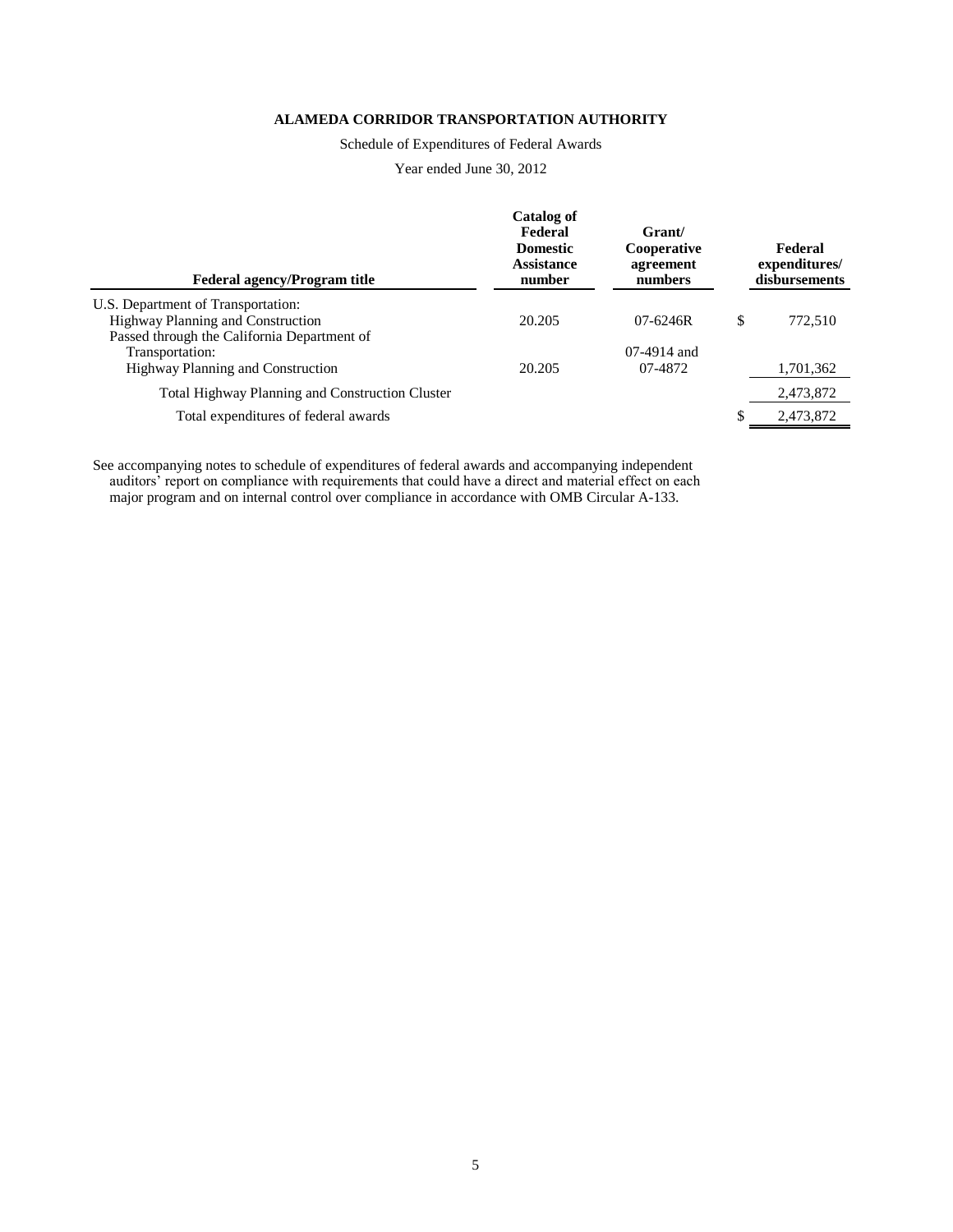**ALAMEDA CORRIDOR TRANSPORTATION AUTHORITY**

Schedule of Expenditures of Federal Awards

Year ended June 30, 2012

| Federal agency/Program title | Catalog of Federal Domestic Assistance number | Grant/ Cooperative agreement numbers | Federal expenditures/ disbursements |
|---|---|---|---|
| U.S. Department of Transportation: | | | |
| Highway Planning and Construction | 20.205 | 07-6246R | $ 772,510 |
| Passed through the California Department of Transportation: | | | |
| Highway Planning and Construction | 20.205 | 07-4914 and 07-4872 | 1,701,362 |
| Total Highway Planning and Construction Cluster | | | 2,473,872 |
| Total expenditures of federal awards | | | $ 2,473,872 |

See accompanying notes to schedule of expenditures of federal awards and accompanying independent auditors' report on compliance with requirements that could have a direct and material effect on each major program and on internal control over compliance in accordance with OMB Circular A-133.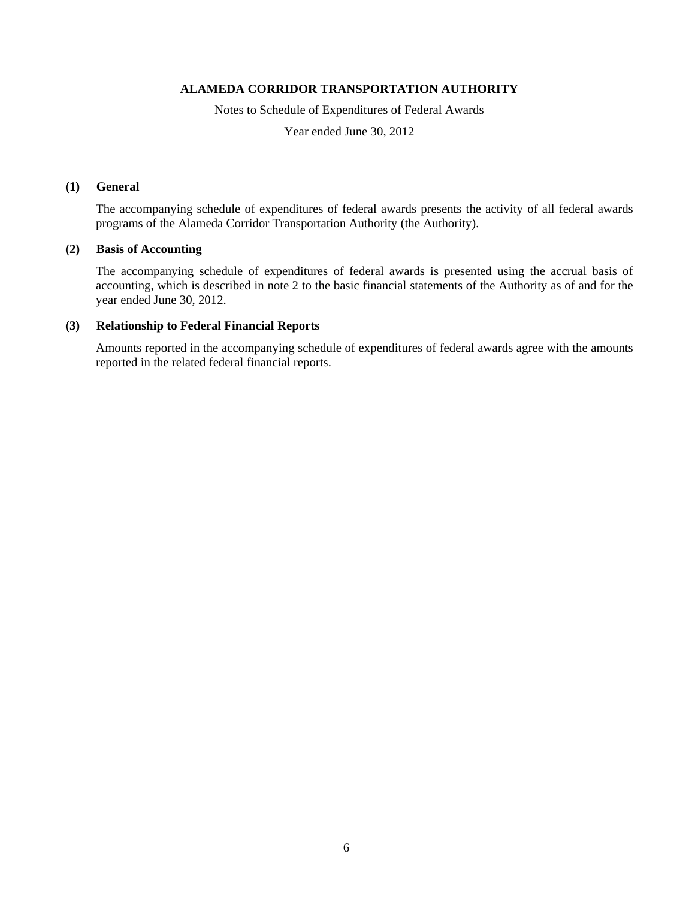**ALAMEDA CORRIDOR TRANSPORTATION AUTHORITY**

Notes to Schedule of Expenditures of Federal Awards

Year ended June 30, 2012

## (1) General

The accompanying schedule of expenditures of federal awards presents the activity of all federal awards programs of the Alameda Corridor Transportation Authority (the Authority).

## (2) Basis of Accounting

The accompanying schedule of expenditures of federal awards is presented using the accrual basis of accounting, which is described in note 2 to the basic financial statements of the Authority as of and for the year ended June 30, 2012.

## (3) Relationship to Federal Financial Reports

Amounts reported in the accompanying schedule of expenditures of federal awards agree with the amounts reported in the related federal financial reports.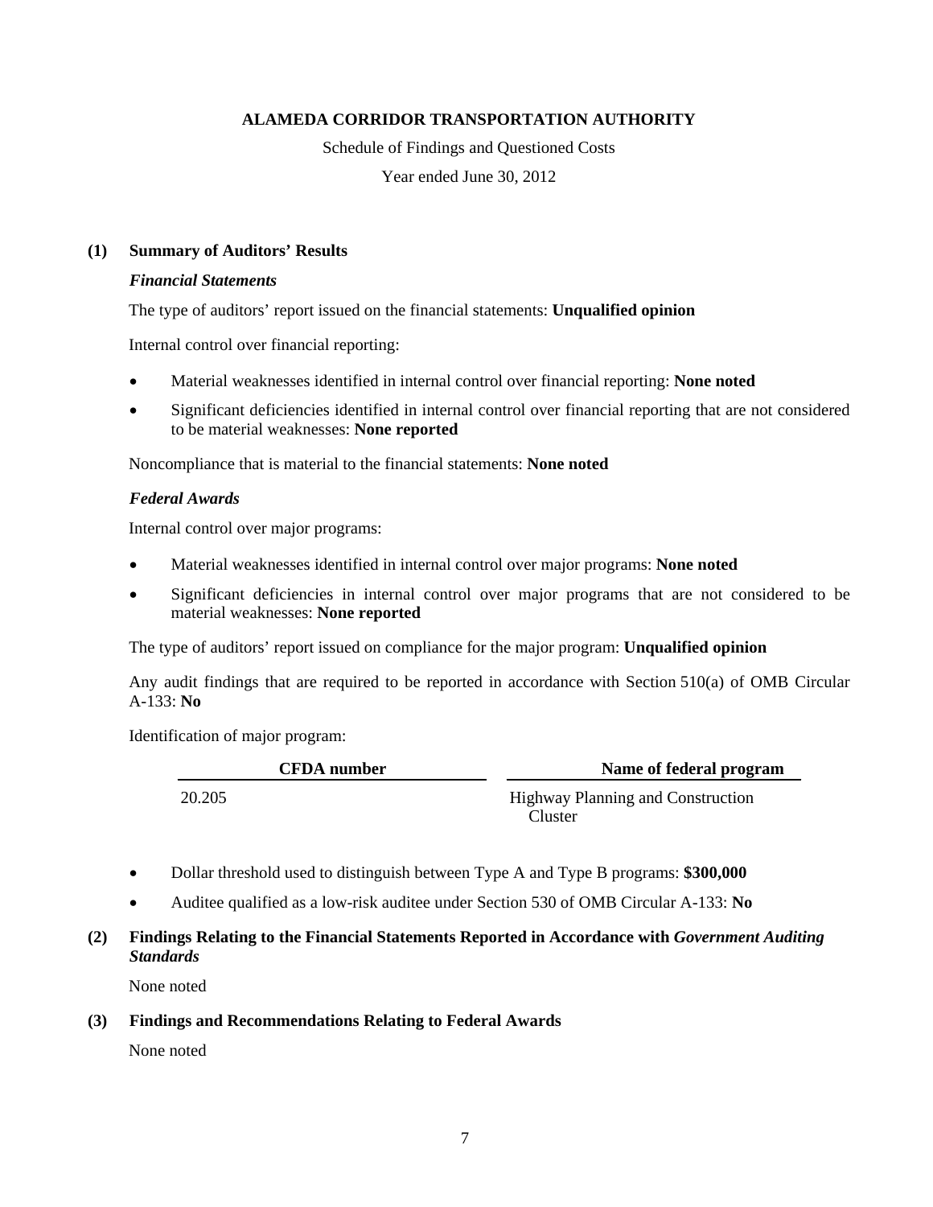# ALAMEDA CORRIDOR TRANSPORTATION AUTHORITY

Schedule of Findings and Questioned Costs

Year ended June 30, 2012

## (1) Summary of Auditors' Results

### *Financial Statements*

The type of auditors' report issued on the financial statements: **Unqualified opinion**

Internal control over financial reporting:

- Material weaknesses identified in internal control over financial reporting: **None noted**
- Significant deficiencies identified in internal control over financial reporting that are not considered to be material weaknesses: **None reported**

Noncompliance that is material to the financial statements: **None noted**

### *Federal Awards*

Internal control over major programs:

- Material weaknesses identified in internal control over major programs: **None noted**
- Significant deficiencies in internal control over major programs that are not considered to be material weaknesses: **None reported**

The type of auditors' report issued on compliance for the major program: **Unqualified opinion**

Any audit findings that are required to be reported in accordance with Section 510(a) of OMB Circular A-133: **No**

Identification of major program:

| CFDA number | Name of federal program |
|---|---|
| 20.205 | Highway Planning and Construction Cluster |

- Dollar threshold used to distinguish between Type A and Type B programs: **$300,000**
- Auditee qualified as a low-risk auditee under Section 530 of OMB Circular A-133: **No**

## (2) Findings Relating to the Financial Statements Reported in Accordance with *Government Auditing Standards*

None noted

## (3) Findings and Recommendations Relating to Federal Awards

None noted